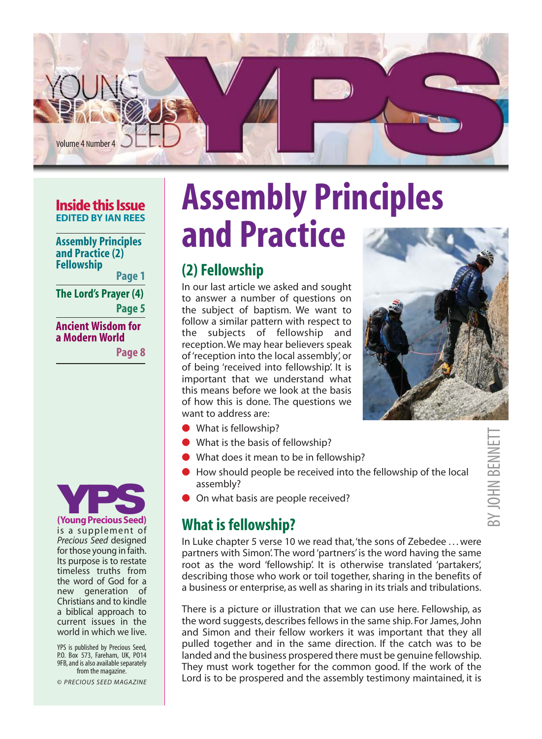# YOUNG PRECIOUS SEED — YPS

Volume 4 Number 4

**Inside this Issue**
**EDITED BY IAN REES**

**Assembly Principles and Practice (2) Fellowship** — Page 1

**The Lord's Prayer (4)** — Page 5

**Ancient Wisdom for a Modern World** — Page 8

**YPS (Young Precious Seed)** is a supplement of *Precious Seed* designed for those young in faith. Its purpose is to restate timeless truths from the word of God for a new generation of Christians and to kindle a biblical approach to current issues in the world in which we live.

YPS is published by Precious Seed, P.O. Box 573, Fareham, UK, PO14 9FB, and is also available separately from the magazine.

© *PRECIOUS SEED MAGAZINE*

# Assembly Principles and Practice

## (2) Fellowship

BY JOHN BENNETT

In our last article we asked and sought to answer a number of questions on the subject of baptism. We want to follow a similar pattern with respect to the subjects of fellowship and reception. We may hear believers speak of 'reception into the local assembly', or of being 'received into fellowship'. It is important that we understand what this means before we look at the basis of how this is done. The questions we want to address are:

- What is fellowship?
- What is the basis of fellowship?
- What does it mean to be in fellowship?
- How should people be received into the fellowship of the local assembly?
- On what basis are people received?

## What is fellowship?

In Luke chapter 5 verse 10 we read that, 'the sons of Zebedee … were partners with Simon'. The word 'partners' is the word having the same root as the word 'fellowship'. It is otherwise translated 'partakers', describing those who work or toil together, sharing in the benefits of a business or enterprise, as well as sharing in its trials and tribulations.

There is a picture or illustration that we can use here. Fellowship, as the word suggests, describes fellows in the same ship. For James, John and Simon and their fellow workers it was important that they all pulled together and in the same direction. If the catch was to be landed and the business prospered there must be genuine fellowship. They must work together for the common good. If the work of the Lord is to be prospered and the assembly testimony maintained, it is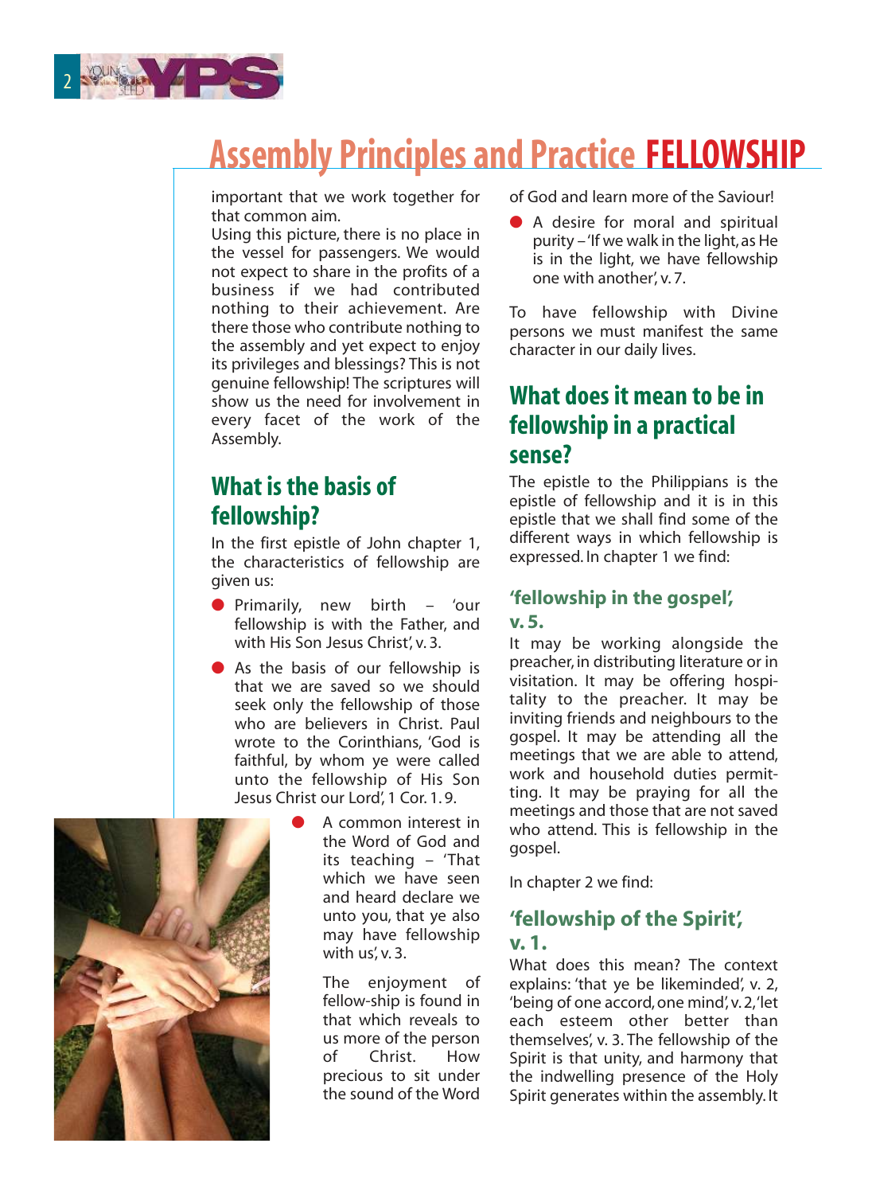# Assembly Principles and Practice **FELLOWSHIP**

important that we work together for that common aim.

Using this picture, there is no place in the vessel for passengers. We would not expect to share in the profits of a business if we had contributed nothing to their achievement. Are there those who contribute nothing to the assembly and yet expect to enjoy its privileges and blessings? This is not genuine fellowship! The scriptures will show us the need for involvement in every facet of the work of the Assembly.

## What is the basis of fellowship?

In the first epistle of John chapter 1, the characteristics of fellowship are given us:

- Primarily, new birth – 'our fellowship is with the Father, and with His Son Jesus Christ', v. 3.
- As the basis of our fellowship is that we are saved so we should seek only the fellowship of those who are believers in Christ. Paul wrote to the Corinthians, 'God is faithful, by whom ye were called unto the fellowship of His Son Jesus Christ our Lord', 1 Cor. 1. 9.
- A common interest in the Word of God and its teaching – 'That which we have seen and heard declare we unto you, that ye also may have fellowship with us', v. 3.

  The enjoyment of fellow-ship is found in that which reveals to us more of the person of Christ. How precious to sit under the sound of the Word of God and learn more of the Saviour!
- A desire for moral and spiritual purity – 'If we walk in the light, as He is in the light, we have fellowship one with another', v. 7.

To have fellowship with Divine persons we must manifest the same character in our daily lives.

## What does it mean to be in fellowship in a practical sense?

The epistle to the Philippians is the epistle of fellowship and it is in this epistle that we shall find some of the different ways in which fellowship is expressed. In chapter 1 we find:

### 'fellowship in the gospel', v. 5.

It may be working alongside the preacher, in distributing literature or in visitation. It may be offering hospitality to the preacher. It may be inviting friends and neighbours to the gospel. It may be attending all the meetings that we are able to attend, work and household duties permitting. It may be praying for all the meetings and those that are not saved who attend. This is fellowship in the gospel.

In chapter 2 we find:

### 'fellowship of the Spirit', v. 1.

What does this mean? The context explains: 'that ye be likeminded', v. 2, 'being of one accord, one mind', v. 2, 'let each esteem other better than themselves', v. 3. The fellowship of the Spirit is that unity, and harmony that the indwelling presence of the Holy Spirit generates within the assembly. It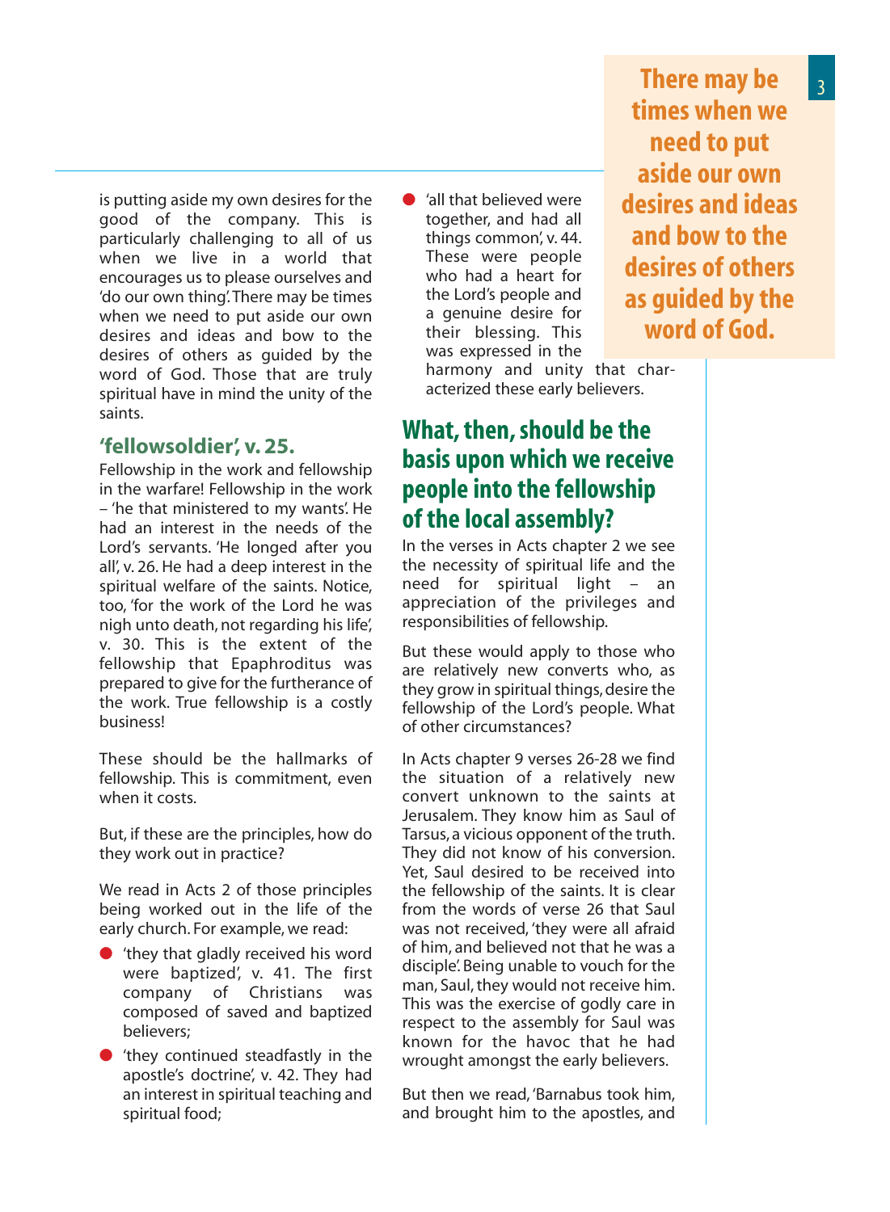is putting aside my own desires for the good of the company. This is particularly challenging to all of us when we live in a world that encourages us to please ourselves and 'do our own thing'. There may be times when we need to put aside our own desires and ideas and bow to the desires of others as guided by the word of God. Those that are truly spiritual have in mind the unity of the saints.

### 'fellowsoldier', v. 25.

Fellowship in the work and fellowship in the warfare! Fellowship in the work – 'he that ministered to my wants'. He had an interest in the needs of the Lord's servants. 'He longed after you all', v. 26. He had a deep interest in the spiritual welfare of the saints. Notice, too, 'for the work of the Lord he was nigh unto death, not regarding his life', v. 30. This is the extent of the fellowship that Epaphroditus was prepared to give for the furtherance of the work. True fellowship is a costly business!

These should be the hallmarks of fellowship. This is commitment, even when it costs.

But, if these are the principles, how do they work out in practice?

We read in Acts 2 of those principles being worked out in the life of the early church. For example, we read:

- 'they that gladly received his word were baptized', v. 41. The first company of Christians was composed of saved and baptized believers;
- 'they continued steadfastly in the apostle's doctrine', v. 42. They had an interest in spiritual teaching and spiritual food;
- 'all that believed were together, and had all things common', v. 44. These were people who had a heart for the Lord's people and a genuine desire for their blessing. This was expressed in the harmony and unity that characterized these early believers.

> **There may be times when we need to put aside our own desires and ideas and bow to the desires of others as guided by the word of God.**

## What, then, should be the basis upon which we receive people into the fellowship of the local assembly?

In the verses in Acts chapter 2 we see the necessity of spiritual life and the need for spiritual light – an appreciation of the privileges and responsibilities of fellowship.

But these would apply to those who are relatively new converts who, as they grow in spiritual things, desire the fellowship of the Lord's people. What of other circumstances?

In Acts chapter 9 verses 26-28 we find the situation of a relatively new convert unknown to the saints at Jerusalem. They know him as Saul of Tarsus, a vicious opponent of the truth. They did not know of his conversion. Yet, Saul desired to be received into the fellowship of the saints. It is clear from the words of verse 26 that Saul was not received, 'they were all afraid of him, and believed not that he was a disciple'. Being unable to vouch for the man, Saul, they would not receive him. This was the exercise of godly care in respect to the assembly for Saul was known for the havoc that he had wrought amongst the early believers.

But then we read, 'Barnabus took him, and brought him to the apostles, and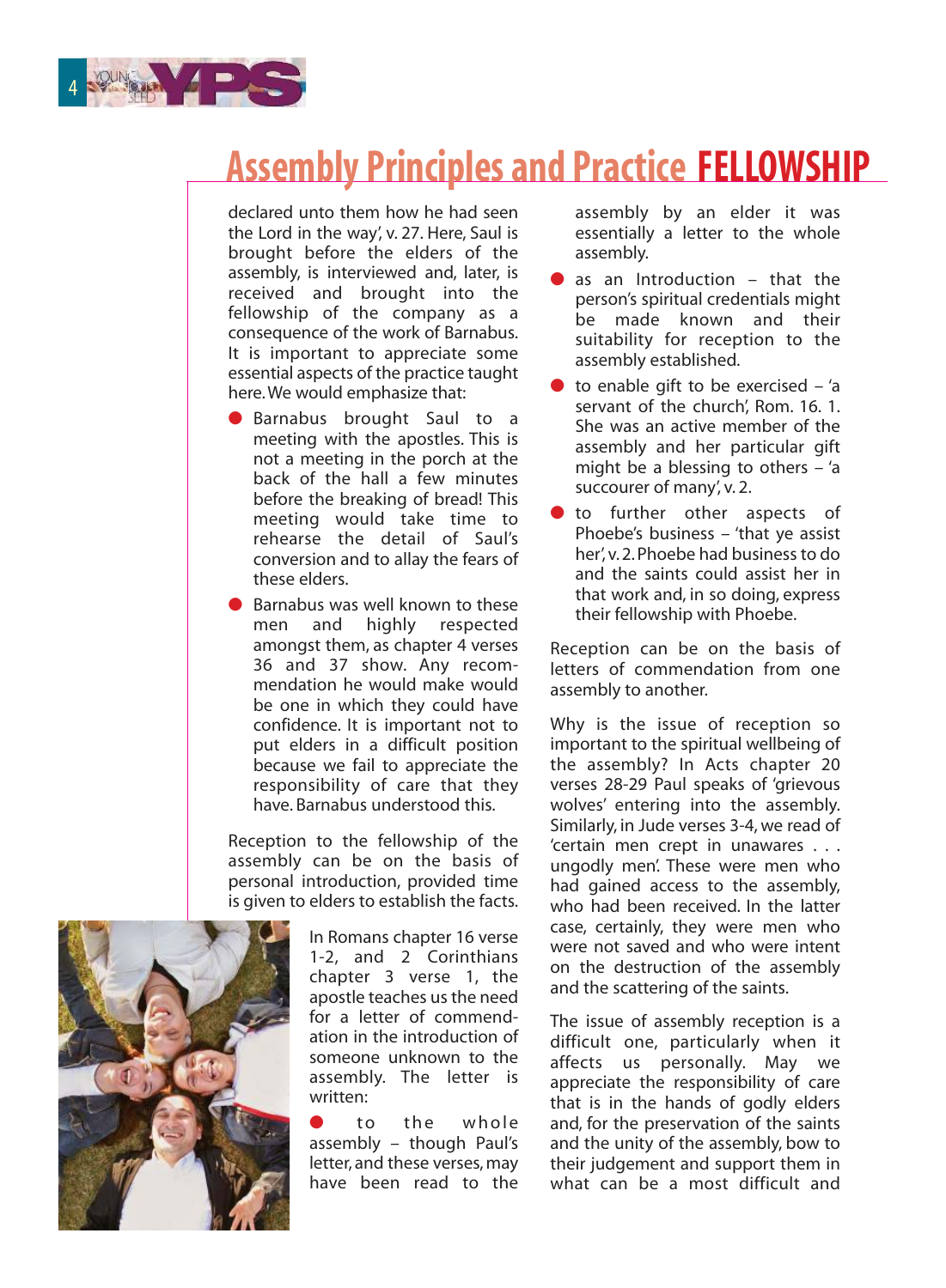# Assembly Principles and Practice **FELLOWSHIP**

declared unto them how he had seen the Lord in the way', v. 27. Here, Saul is brought before the elders of the assembly, is interviewed and, later, is received and brought into the fellowship of the company as a consequence of the work of Barnabus. It is important to appreciate some essential aspects of the practice taught here. We would emphasize that:

- Barnabus brought Saul to a meeting with the apostles. This is not a meeting in the porch at the back of the hall a few minutes before the breaking of bread! This meeting would take time to rehearse the detail of Saul's conversion and to allay the fears of these elders.
- Barnabus was well known to these men and highly respected amongst them, as chapter 4 verses 36 and 37 show. Any recommendation he would make would be one in which they could have confidence. It is important not to put elders in a difficult position because we fail to appreciate the responsibility of care that they have. Barnabus understood this.

Reception to the fellowship of the assembly can be on the basis of personal introduction, provided time is given to elders to establish the facts.

In Romans chapter 16 verse 1-2, and 2 Corinthians chapter 3 verse 1, the apostle teaches us the need for a letter of commendation in the introduction of someone unknown to the assembly. The letter is written:

- to the whole assembly – though Paul's letter, and these verses, may have been read to the assembly by an elder it was essentially a letter to the whole assembly.
- as an Introduction – that the person's spiritual credentials might be made known and their suitability for reception to the assembly established.
- to enable gift to be exercised – 'a servant of the church', Rom. 16. 1. She was an active member of the assembly and her particular gift might be a blessing to others – 'a succourer of many', v. 2.
- to further other aspects of Phoebe's business – 'that ye assist her', v. 2. Phoebe had business to do and the saints could assist her in that work and, in so doing, express their fellowship with Phoebe.

Reception can be on the basis of letters of commendation from one assembly to another.

Why is the issue of reception so important to the spiritual wellbeing of the assembly? In Acts chapter 20 verses 28-29 Paul speaks of 'grievous wolves' entering into the assembly. Similarly, in Jude verses 3-4, we read of 'certain men crept in unawares . . . ungodly men'. These were men who had gained access to the assembly, who had been received. In the latter case, certainly, they were men who were not saved and who were intent on the destruction of the assembly and the scattering of the saints.

The issue of assembly reception is a difficult one, particularly when it affects us personally. May we appreciate the responsibility of care that is in the hands of godly elders and, for the preservation of the saints and the unity of the assembly, bow to their judgement and support them in what can be a most difficult and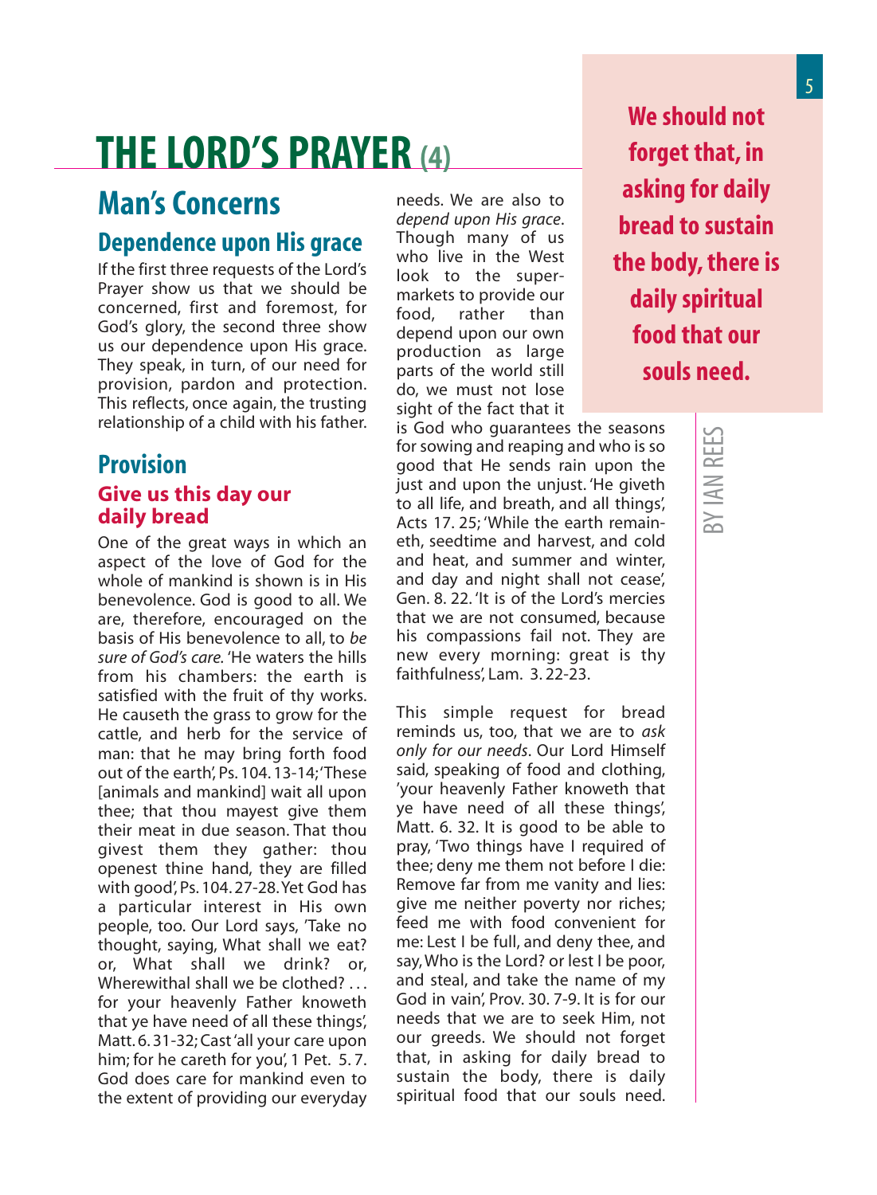# THE LORD'S PRAYER (4)

## Man's Concerns

### Dependence upon His grace

If the first three requests of the Lord's Prayer show us that we should be concerned, first and foremost, for God's glory, the second three show us our dependence upon His grace. They speak, in turn, of our need for provision, pardon and protection. This reflects, once again, the trusting relationship of a child with his father.

### Provision

#### Give us this day our daily bread

One of the great ways in which an aspect of the love of God for the whole of mankind is shown is in His benevolence. God is good to all. We are, therefore, encouraged on the basis of His benevolence to all, to *be sure of God's care*. 'He waters the hills from his chambers: the earth is satisfied with the fruit of thy works. He causeth the grass to grow for the cattle, and herb for the service of man: that he may bring forth food out of the earth', Ps. 104. 13-14; 'These [animals and mankind] wait all upon thee; that thou mayest give them their meat in due season. That thou givest them they gather: thou openest thine hand, they are filled with good', Ps. 104. 27-28. Yet God has a particular interest in His own people, too. Our Lord says, 'Take no thought, saying, What shall we eat? or, What shall we drink? or, Wherewithal shall we be clothed? . . . for your heavenly Father knoweth that ye have need of all these things', Matt. 6. 31-32; Cast 'all your care upon him; for he careth for you', 1 Pet. 5. 7. God does care for mankind even to the extent of providing our everyday needs. We are also to *depend upon His grace*. Though many of us who live in the West look to the super-markets to provide our food, rather than depend upon our own production as large parts of the world still do, we must not lose sight of the fact that it is God who guarantees the seasons for sowing and reaping and who is so good that He sends rain upon the just and upon the unjust. 'He giveth to all life, and breath, and all things', Acts 17. 25; 'While the earth remaineth, seedtime and harvest, and cold and heat, and summer and winter, and day and night shall not cease', Gen. 8. 22. 'It is of the Lord's mercies that we are not consumed, because his compassions fail not. They are new every morning: great is thy faithfulness', Lam. 3. 22-23.

This simple request for bread reminds us, too, that we are to *ask only for our needs*. Our Lord Himself said, speaking of food and clothing, 'your heavenly Father knoweth that ye have need of all these things', Matt. 6. 32. It is good to be able to pray, 'Two things have I required of thee; deny me them not before I die: Remove far from me vanity and lies: give me neither poverty nor riches; feed me with food convenient for me: Lest I be full, and deny thee, and say, Who is the Lord? or lest I be poor, and steal, and take the name of my God in vain', Prov. 30. 7-9. It is for our needs that we are to seek Him, not our greeds. We should not forget that, in asking for daily bread to sustain the body, there is daily spiritual food that our souls need.

**We should not forget that, in asking for daily bread to sustain the body, there is daily spiritual food that our souls need.**

BY IAN REES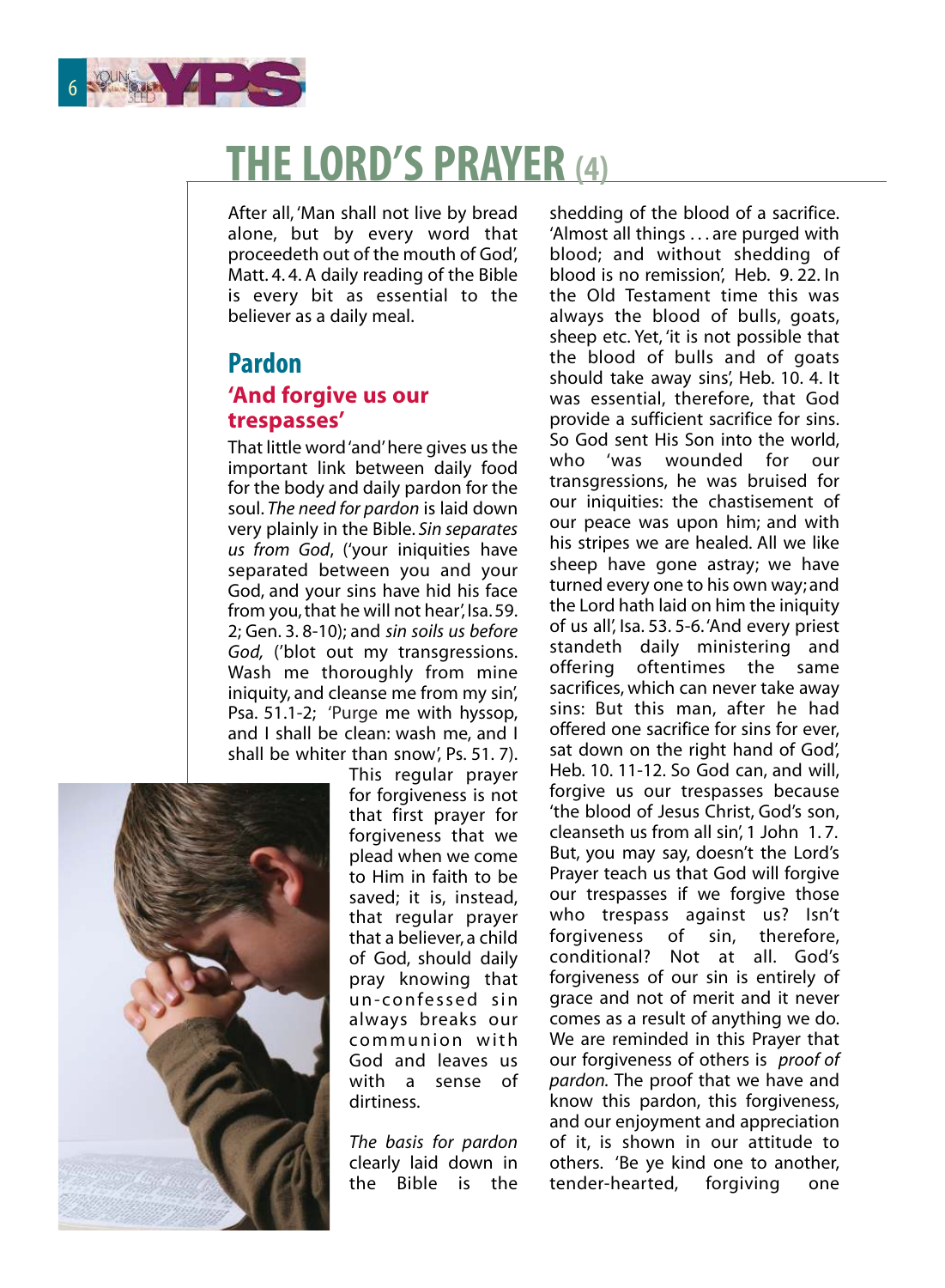# THE LORD'S PRAYER (4)

After all, 'Man shall not live by bread alone, but by every word that proceedeth out of the mouth of God', Matt. 4. 4. A daily reading of the Bible is every bit as essential to the believer as a daily meal.

## Pardon

### 'And forgive us our trespasses'

That little word 'and' here gives us the important link between daily food for the body and daily pardon for the soul. *The need for pardon* is laid down very plainly in the Bible. *Sin separates us from God*, ('your iniquities have separated between you and your God, and your sins have hid his face from you, that he will not hear', Isa. 59. 2; Gen. 3. 8-10); and *sin soils us before God,* ('blot out my transgressions. Wash me thoroughly from mine iniquity, and cleanse me from my sin', Psa. 51.1-2; 'Purge me with hyssop, and I shall be clean: wash me, and I shall be whiter than snow', Ps. 51. 7).

This regular prayer for forgiveness is not that first prayer for forgiveness that we plead when we come to Him in faith to be saved; it is, instead, that regular prayer that a believer, a child of God, should daily pray knowing that un-confessed sin always breaks our communion with God and leaves us with a sense of dirtiness.

*The basis for pardon* clearly laid down in the Bible is the shedding of the blood of a sacrifice. 'Almost all things . . . are purged with blood; and without shedding of blood is no remission', Heb. 9. 22. In the Old Testament time this was always the blood of bulls, goats, sheep etc. Yet, 'it is not possible that the blood of bulls and of goats should take away sins', Heb. 10. 4. It was essential, therefore, that God provide a sufficient sacrifice for sins. So God sent His Son into the world, who 'was wounded for our transgressions, he was bruised for our iniquities: the chastisement of our peace was upon him; and with his stripes we are healed. All we like sheep have gone astray; we have turned every one to his own way; and the Lord hath laid on him the iniquity of us all', Isa. 53. 5-6. 'And every priest standeth daily ministering and offering oftentimes the same sacrifices, which can never take away sins: But this man, after he had offered one sacrifice for sins for ever, sat down on the right hand of God', Heb. 10. 11-12. So God can, and will, forgive us our trespasses because 'the blood of Jesus Christ, God's son, cleanseth us from all sin', 1 John 1. 7. But, you may say, doesn't the Lord's Prayer teach us that God will forgive our trespasses if we forgive those who trespass against us? Isn't forgiveness of sin, therefore, conditional? Not at all. God's forgiveness of our sin is entirely of grace and not of merit and it never comes as a result of anything we do. We are reminded in this Prayer that our forgiveness of others is *proof of pardon.* The proof that we have and know this pardon, this forgiveness, and our enjoyment and appreciation of it, is shown in our attitude to others. 'Be ye kind one to another, tender-hearted, forgiving one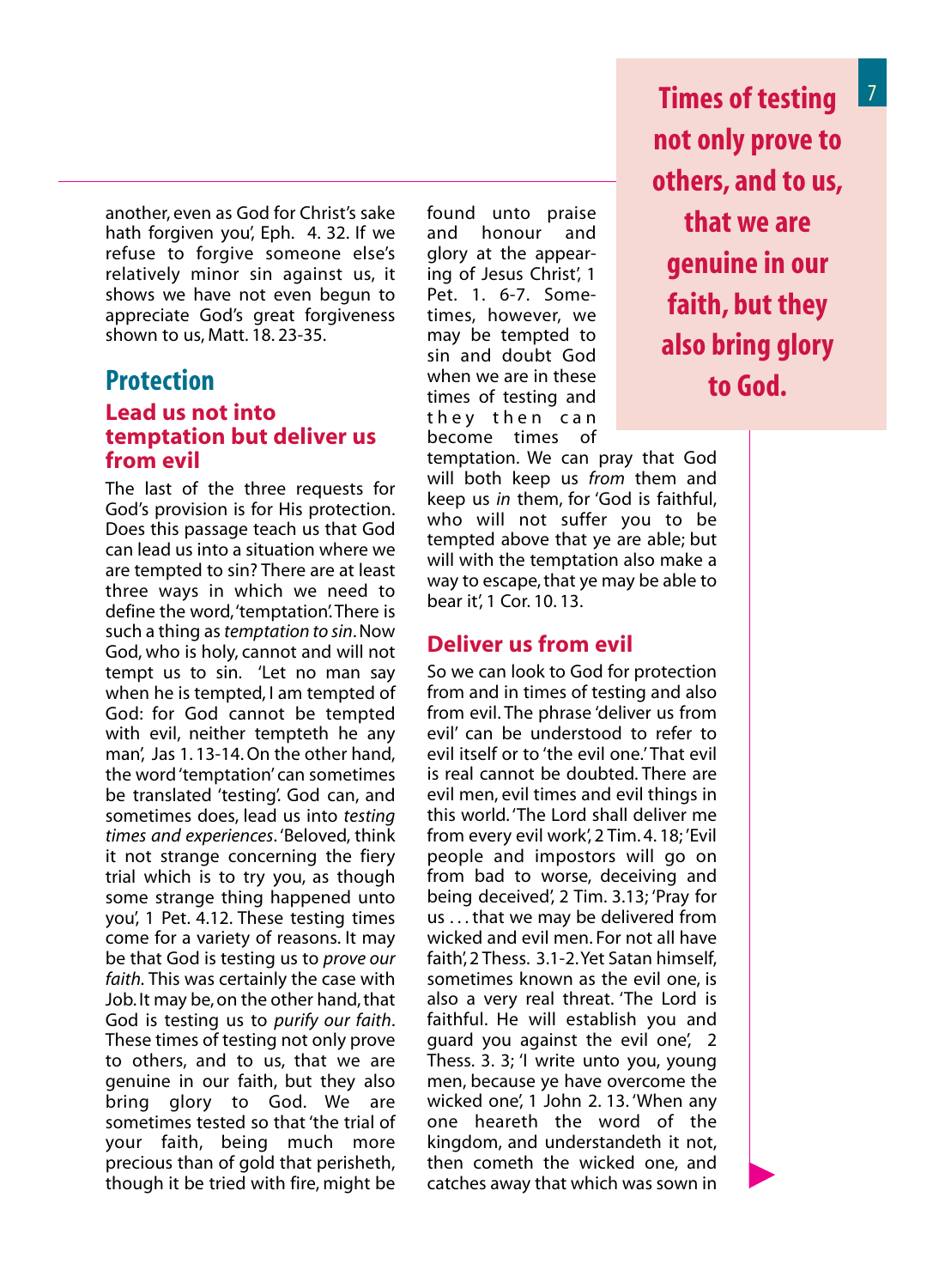another, even as God for Christ's sake hath forgiven you', Eph. 4. 32. If we refuse to forgive someone else's relatively minor sin against us, it shows we have not even begun to appreciate God's great forgiveness shown to us, Matt. 18. 23-35.

## Protection

### Lead us not into temptation but deliver us from evil

The last of the three requests for God's provision is for His protection. Does this passage teach us that God can lead us into a situation where we are tempted to sin? There are at least three ways in which we need to define the word, 'temptation'. There is such a thing as *temptation to sin*. Now God, who is holy, cannot and will not tempt us to sin. 'Let no man say when he is tempted, I am tempted of God: for God cannot be tempted with evil, neither tempteth he any man', Jas 1. 13-14. On the other hand, the word 'temptation' can sometimes be translated 'testing'. God can, and sometimes does, lead us into *testing times and experiences*. 'Beloved, think it not strange concerning the fiery trial which is to try you, as though some strange thing happened unto you', 1 Pet. 4.12. These testing times come for a variety of reasons. It may be that God is testing us to *prove our faith*. This was certainly the case with Job. It may be, on the other hand, that God is testing us to *purify our faith*. These times of testing not only prove to others, and to us, that we are genuine in our faith, but they also bring glory to God. We are sometimes tested so that 'the trial of your faith, being much more precious than of gold that perisheth, though it be tried with fire, might be found unto praise and honour and glory at the appearing of Jesus Christ', 1 Pet. 1. 6-7. Sometimes, however, we may be tempted to sin and doubt God when we are in these times of testing and they then can become times of temptation. We can pray that God will both keep us *from* them and keep us *in* them, for 'God is faithful, who will not suffer you to be tempted above that ye are able; but will with the temptation also make a way to escape, that ye may be able to bear it', 1 Cor. 10. 13.

> **Times of testing not only prove to others, and to us, that we are genuine in our faith, but they also bring glory to God.**

### Deliver us from evil

So we can look to God for protection from and in times of testing and also from evil. The phrase 'deliver us from evil' can be understood to refer to evil itself or to 'the evil one.' That evil is real cannot be doubted. There are evil men, evil times and evil things in this world. 'The Lord shall deliver me from every evil work', 2 Tim. 4. 18; 'Evil people and impostors will go on from bad to worse, deceiving and being deceived', 2 Tim. 3.13; 'Pray for us . . . that we may be delivered from wicked and evil men. For not all have faith', 2 Thess. 3.1-2. Yet Satan himself, sometimes known as the evil one, is also a very real threat. 'The Lord is faithful. He will establish you and guard you against the evil one', 2 Thess. 3. 3; 'I write unto you, young men, because ye have overcome the wicked one', 1 John 2. 13. 'When any one heareth the word of the kingdom, and understandeth it not, then cometh the wicked one, and catches away that which was sown in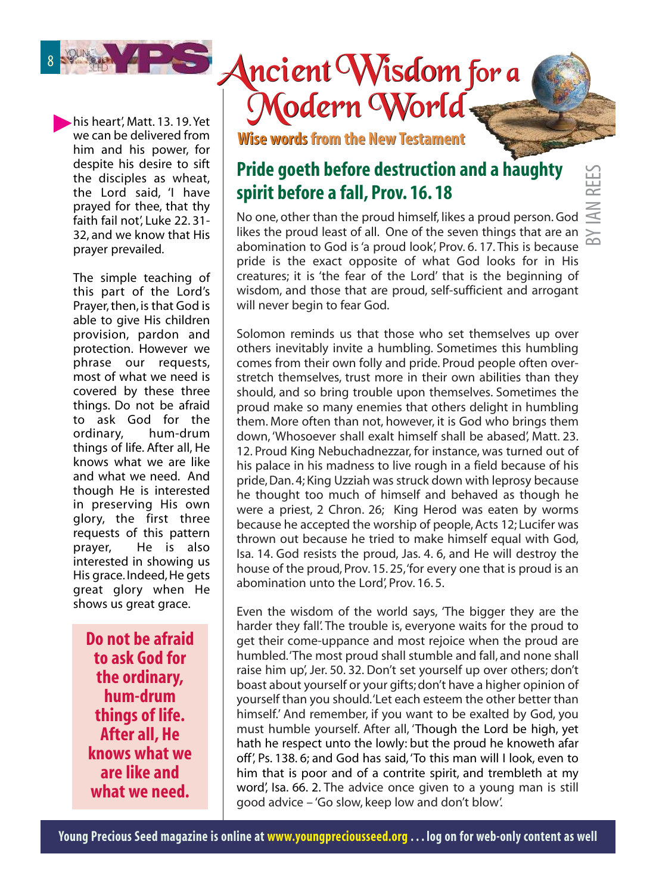his heart', Matt. 13. 19. Yet we can be delivered from him and his power, for despite his desire to sift the disciples as wheat, the Lord said, 'I have prayed for thee, that thy faith fail not', Luke 22. 31-32, and we know that His prayer prevailed.

The simple teaching of this part of the Lord's Prayer, then, is that God is able to give His children provision, pardon and protection. However we phrase our requests, most of what we need is covered by these three things. Do not be afraid to ask God for the ordinary, hum-drum things of life. After all, He knows what we are like and what we need. And though He is interested in preserving His own glory, the first three requests of this pattern prayer, He is also interested in showing us His grace. Indeed, He gets great glory when He shows us great grace.

**Do not be afraid to ask God for the ordinary, hum-drum things of life. After all, He knows what we are like and what we need.**

# Ancient Wisdom for a Modern World

**Wise words from the New Testament**

## Pride goeth before destruction and a haughty spirit before a fall, Prov. 16. 18

BY IAN REES

No one, other than the proud himself, likes a proud person. God likes the proud least of all. One of the seven things that are an abomination to God is 'a proud look', Prov. 6. 17. This is because pride is the exact opposite of what God looks for in His creatures; it is 'the fear of the Lord' that is the beginning of wisdom, and those that are proud, self-sufficient and arrogant will never begin to fear God.

Solomon reminds us that those who set themselves up over others inevitably invite a humbling. Sometimes this humbling comes from their own folly and pride. Proud people often over-stretch themselves, trust more in their own abilities than they should, and so bring trouble upon themselves. Sometimes the proud make so many enemies that others delight in humbling them. More often than not, however, it is God who brings them down, 'Whosoever shall exalt himself shall be abased', Matt. 23. 12. Proud King Nebuchadnezzar, for instance, was turned out of his palace in his madness to live rough in a field because of his pride, Dan. 4; King Uzziah was struck down with leprosy because he thought too much of himself and behaved as though he were a priest, 2 Chron. 26; King Herod was eaten by worms because he accepted the worship of people, Acts 12; Lucifer was thrown out because he tried to make himself equal with God, Isa. 14. God resists the proud, Jas. 4. 6, and He will destroy the house of the proud, Prov. 15. 25, 'for every one that is proud is an abomination unto the Lord', Prov. 16. 5.

Even the wisdom of the world says, 'The bigger they are the harder they fall'. The trouble is, everyone waits for the proud to get their come-uppance and most rejoice when the proud are humbled. 'The most proud shall stumble and fall, and none shall raise him up', Jer. 50. 32. Don't set yourself up over others; don't boast about yourself or your gifts; don't have a higher opinion of yourself than you should. 'Let each esteem the other better than himself.' And remember, if you want to be exalted by God, you must humble yourself. After all, 'Though the Lord be high, yet hath he respect unto the lowly: but the proud he knoweth afar off', Ps. 138. 6; and God has said, 'To this man will I look, even to him that is poor and of a contrite spirit, and trembleth at my word', Isa. 66. 2. The advice once given to a young man is still good advice – 'Go slow, keep low and don't blow'.

Young Precious Seed magazine is online at www.youngpreciousseed.org . . . log on for web-only content as well